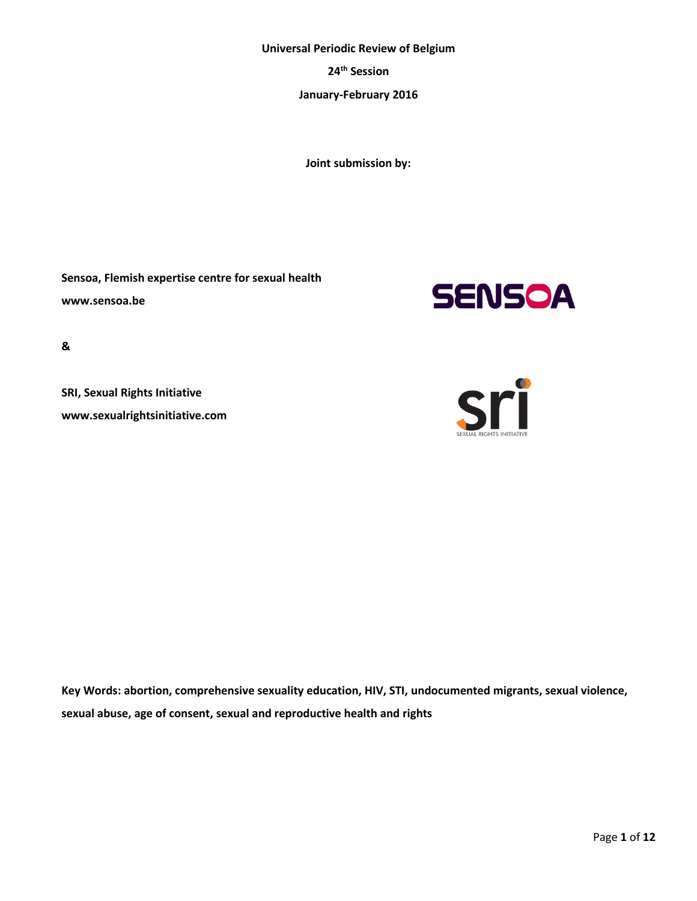**Universal Periodic Review of Belgium**

**24th Session**

**January-February 2016**

**Joint submission by:**

**Sensoa, Flemish expertise centre for sexual health**

**www.sensoa.be**

**&**

**SRI, Sexual Rights Initiative**

**www.sexualrightsinitiative.com**

**Key Words: abortion, comprehensive sexuality education, HIV, STI, undocumented migrants, sexual violence, sexual abuse, age of consent, sexual and reproductive health and rights**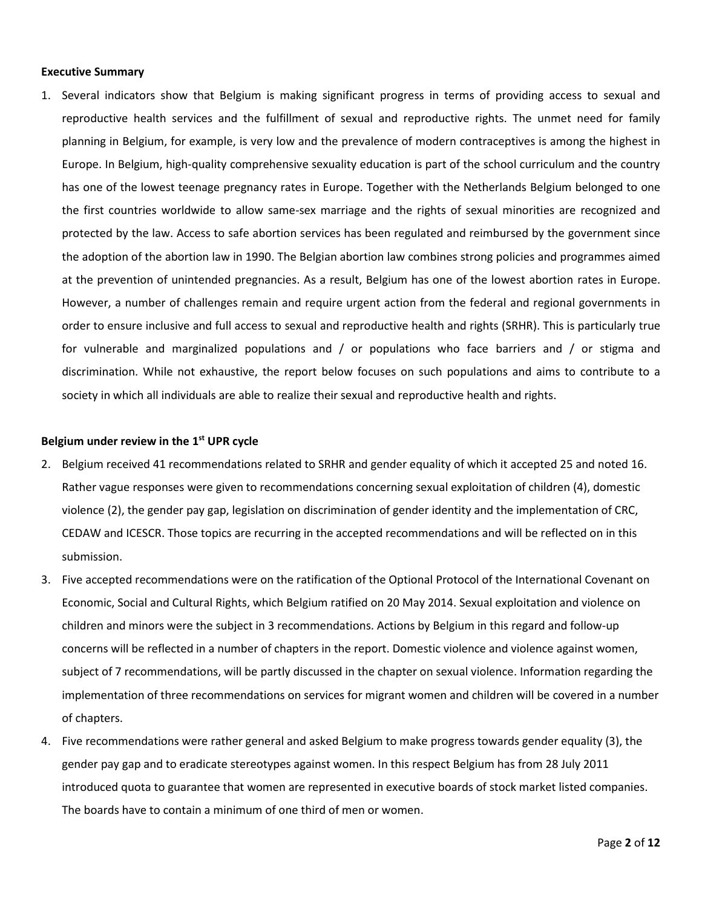**Executive Summary**

1. Several indicators show that Belgium is making significant progress in terms of providing access to sexual and reproductive health services and the fulfillment of sexual and reproductive rights. The unmet need for family planning in Belgium, for example, is very low and the prevalence of modern contraceptives is among the highest in Europe. In Belgium, high-quality comprehensive sexuality education is part of the school curriculum and the country has one of the lowest teenage pregnancy rates in Europe. Together with the Netherlands Belgium belonged to one the first countries worldwide to allow same-sex marriage and the rights of sexual minorities are recognized and protected by the law. Access to safe abortion services has been regulated and reimbursed by the government since the adoption of the abortion law in 1990. The Belgian abortion law combines strong policies and programmes aimed at the prevention of unintended pregnancies. As a result, Belgium has one of the lowest abortion rates in Europe. However, a number of challenges remain and require urgent action from the federal and regional governments in order to ensure inclusive and full access to sexual and reproductive health and rights (SRHR). This is particularly true for vulnerable and marginalized populations and / or populations who face barriers and / or stigma and discrimination. While not exhaustive, the report below focuses on such populations and aims to contribute to a society in which all individuals are able to realize their sexual and reproductive health and rights.

**Belgium under review in the 1st UPR cycle**

2. Belgium received 41 recommendations related to SRHR and gender equality of which it accepted 25 and noted 16. Rather vague responses were given to recommendations concerning sexual exploitation of children (4), domestic violence (2), the gender pay gap, legislation on discrimination of gender identity and the implementation of CRC, CEDAW and ICESCR. Those topics are recurring in the accepted recommendations and will be reflected on in this submission.
3. Five accepted recommendations were on the ratification of the Optional Protocol of the International Covenant on Economic, Social and Cultural Rights, which Belgium ratified on 20 May 2014. Sexual exploitation and violence on children and minors were the subject in 3 recommendations. Actions by Belgium in this regard and follow-up concerns will be reflected in a number of chapters in the report. Domestic violence and violence against women, subject of 7 recommendations, will be partly discussed in the chapter on sexual violence. Information regarding the implementation of three recommendations on services for migrant women and children will be covered in a number of chapters.
4. Five recommendations were rather general and asked Belgium to make progress towards gender equality (3), the gender pay gap and to eradicate stereotypes against women. In this respect Belgium has from 28 July 2011 introduced quota to guarantee that women are represented in executive boards of stock market listed companies. The boards have to contain a minimum of one third of men or women.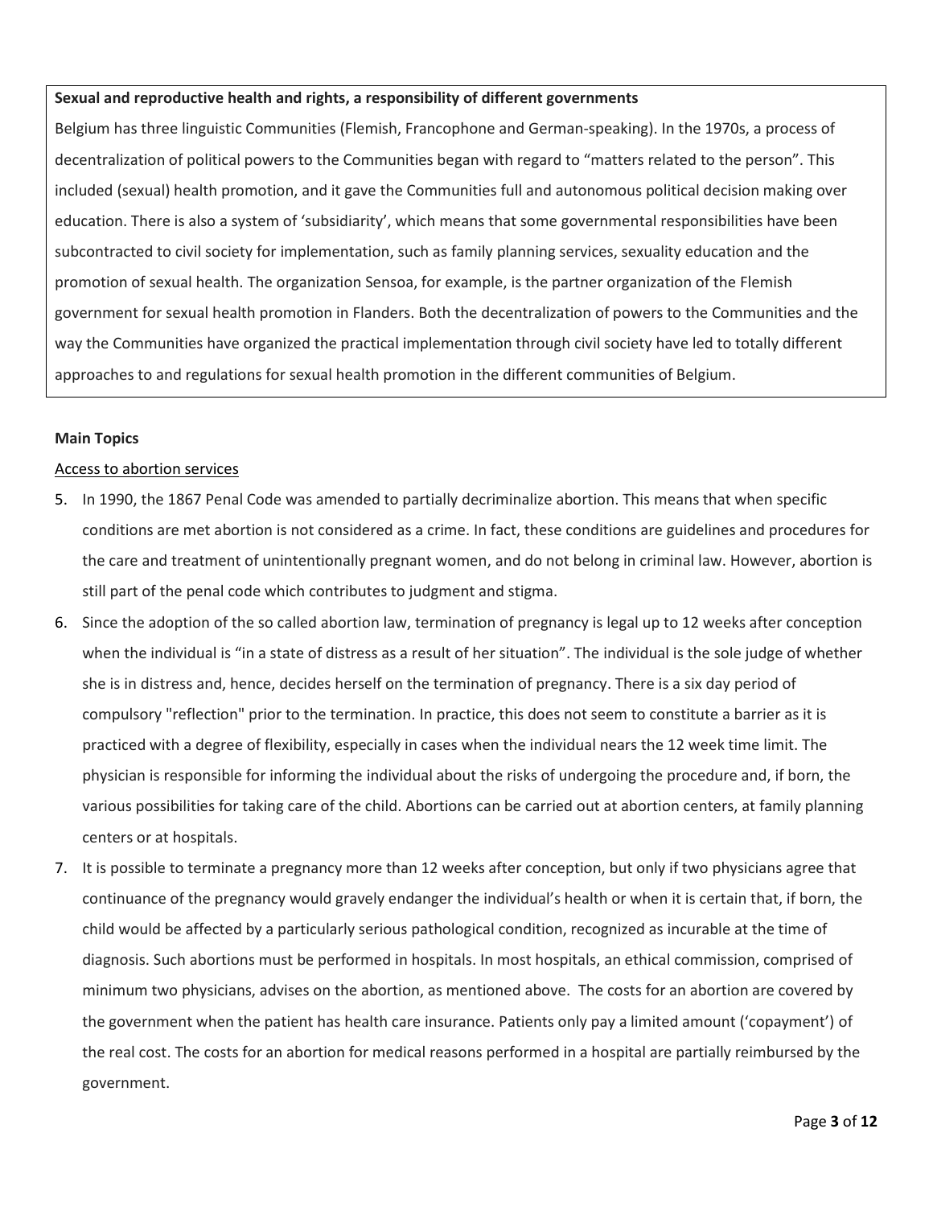**Sexual and reproductive health and rights, a responsibility of different governments**

Belgium has three linguistic Communities (Flemish, Francophone and German-speaking). In the 1970s, a process of decentralization of political powers to the Communities began with regard to "matters related to the person". This included (sexual) health promotion, and it gave the Communities full and autonomous political decision making over education. There is also a system of 'subsidiarity', which means that some governmental responsibilities have been subcontracted to civil society for implementation, such as family planning services, sexuality education and the promotion of sexual health. The organization Sensoa, for example, is the partner organization of the Flemish government for sexual health promotion in Flanders. Both the decentralization of powers to the Communities and the way the Communities have organized the practical implementation through civil society have led to totally different approaches to and regulations for sexual health promotion in the different communities of Belgium.

**Main Topics**

<u>Access to abortion services</u>

5. In 1990, the 1867 Penal Code was amended to partially decriminalize abortion. This means that when specific conditions are met abortion is not considered as a crime. In fact, these conditions are guidelines and procedures for the care and treatment of unintentionally pregnant women, and do not belong in criminal law. However, abortion is still part of the penal code which contributes to judgment and stigma.
6. Since the adoption of the so called abortion law, termination of pregnancy is legal up to 12 weeks after conception when the individual is "in a state of distress as a result of her situation". The individual is the sole judge of whether she is in distress and, hence, decides herself on the termination of pregnancy. There is a six day period of compulsory "reflection" prior to the termination. In practice, this does not seem to constitute a barrier as it is practiced with a degree of flexibility, especially in cases when the individual nears the 12 week time limit. The physician is responsible for informing the individual about the risks of undergoing the procedure and, if born, the various possibilities for taking care of the child. Abortions can be carried out at abortion centers, at family planning centers or at hospitals.
7. It is possible to terminate a pregnancy more than 12 weeks after conception, but only if two physicians agree that continuance of the pregnancy would gravely endanger the individual's health or when it is certain that, if born, the child would be affected by a particularly serious pathological condition, recognized as incurable at the time of diagnosis. Such abortions must be performed in hospitals. In most hospitals, an ethical commission, comprised of minimum two physicians, advises on the abortion, as mentioned above. The costs for an abortion are covered by the government when the patient has health care insurance. Patients only pay a limited amount ('copayment') of the real cost. The costs for an abortion for medical reasons performed in a hospital are partially reimbursed by the government.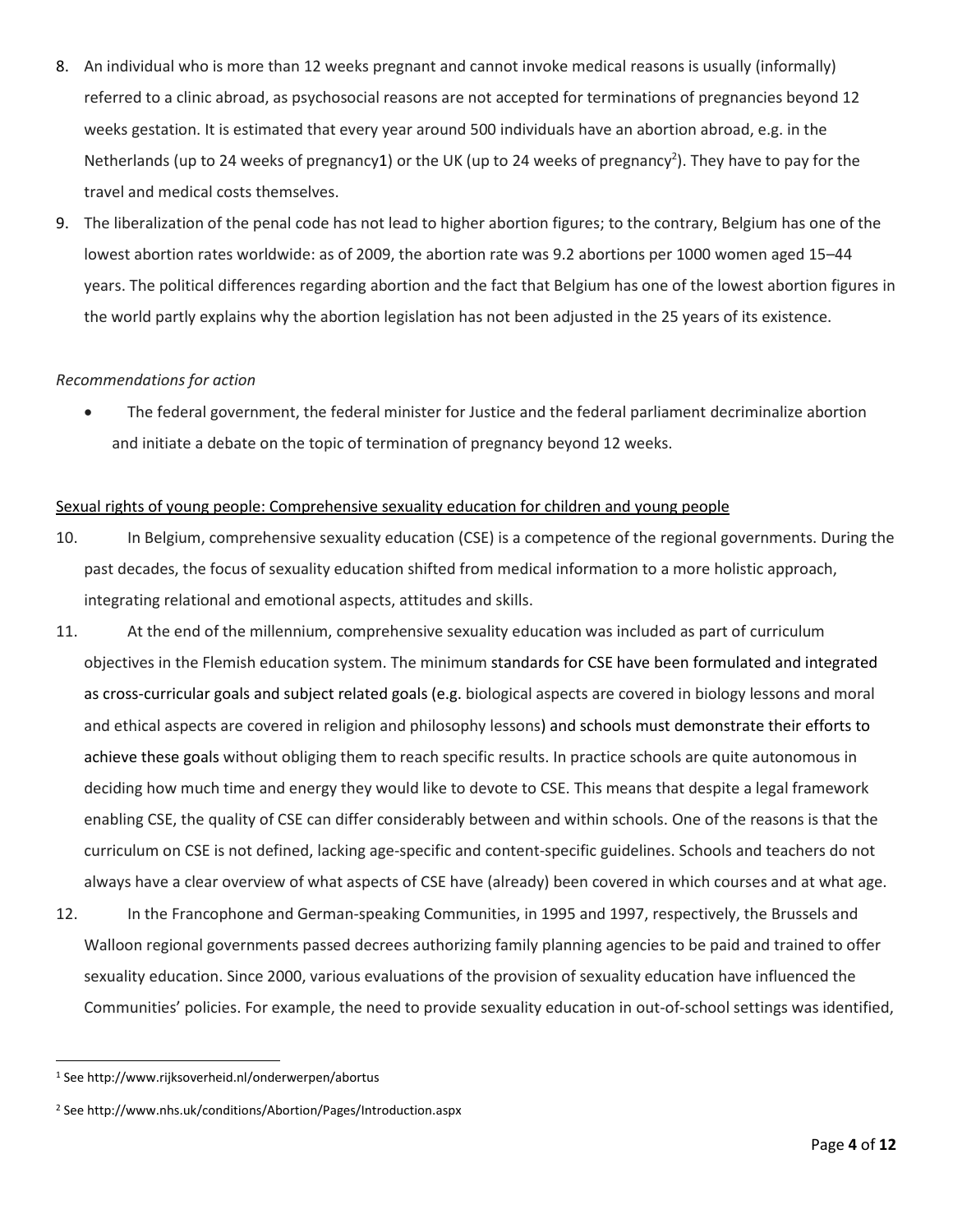8. An individual who is more than 12 weeks pregnant and cannot invoke medical reasons is usually (informally) referred to a clinic abroad, as psychosocial reasons are not accepted for terminations of pregnancies beyond 12 weeks gestation. It is estimated that every year around 500 individuals have an abortion abroad, e.g. in the Netherlands (up to 24 weeks of pregnancy1) or the UK (up to 24 weeks of pregnancy[2]). They have to pay for the travel and medical costs themselves.
9. The liberalization of the penal code has not lead to higher abortion figures; to the contrary, Belgium has one of the lowest abortion rates worldwide: as of 2009, the abortion rate was 9.2 abortions per 1000 women aged 15–44 years. The political differences regarding abortion and the fact that Belgium has one of the lowest abortion figures in the world partly explains why the abortion legislation has not been adjusted in the 25 years of its existence.

*Recommendations for action*

- The federal government, the federal minister for Justice and the federal parliament decriminalize abortion and initiate a debate on the topic of termination of pregnancy beyond 12 weeks.

<u>Sexual rights of young people: Comprehensive sexuality education for children and young people</u>

10. In Belgium, comprehensive sexuality education (CSE) is a competence of the regional governments. During the past decades, the focus of sexuality education shifted from medical information to a more holistic approach, integrating relational and emotional aspects, attitudes and skills.
11. At the end of the millennium, comprehensive sexuality education was included as part of curriculum objectives in the Flemish education system. The minimum standards for CSE have been formulated and integrated as cross-curricular goals and subject related goals (e.g. biological aspects are covered in biology lessons and moral and ethical aspects are covered in religion and philosophy lessons) and schools must demonstrate their efforts to achieve these goals without obliging them to reach specific results. In practice schools are quite autonomous in deciding how much time and energy they would like to devote to CSE. This means that despite a legal framework enabling CSE, the quality of CSE can differ considerably between and within schools. One of the reasons is that the curriculum on CSE is not defined, lacking age-specific and content-specific guidelines. Schools and teachers do not always have a clear overview of what aspects of CSE have (already) been covered in which courses and at what age.
12. In the Francophone and German-speaking Communities, in 1995 and 1997, respectively, the Brussels and Walloon regional governments passed decrees authorizing family planning agencies to be paid and trained to offer sexuality education. Since 2000, various evaluations of the provision of sexuality education have influenced the Communities' policies. For example, the need to provide sexuality education in out-of-school settings was identified,

---

[1] See http://www.rijksoverheid.nl/onderwerpen/abortus

[2] See http://www.nhs.uk/conditions/Abortion/Pages/Introduction.aspx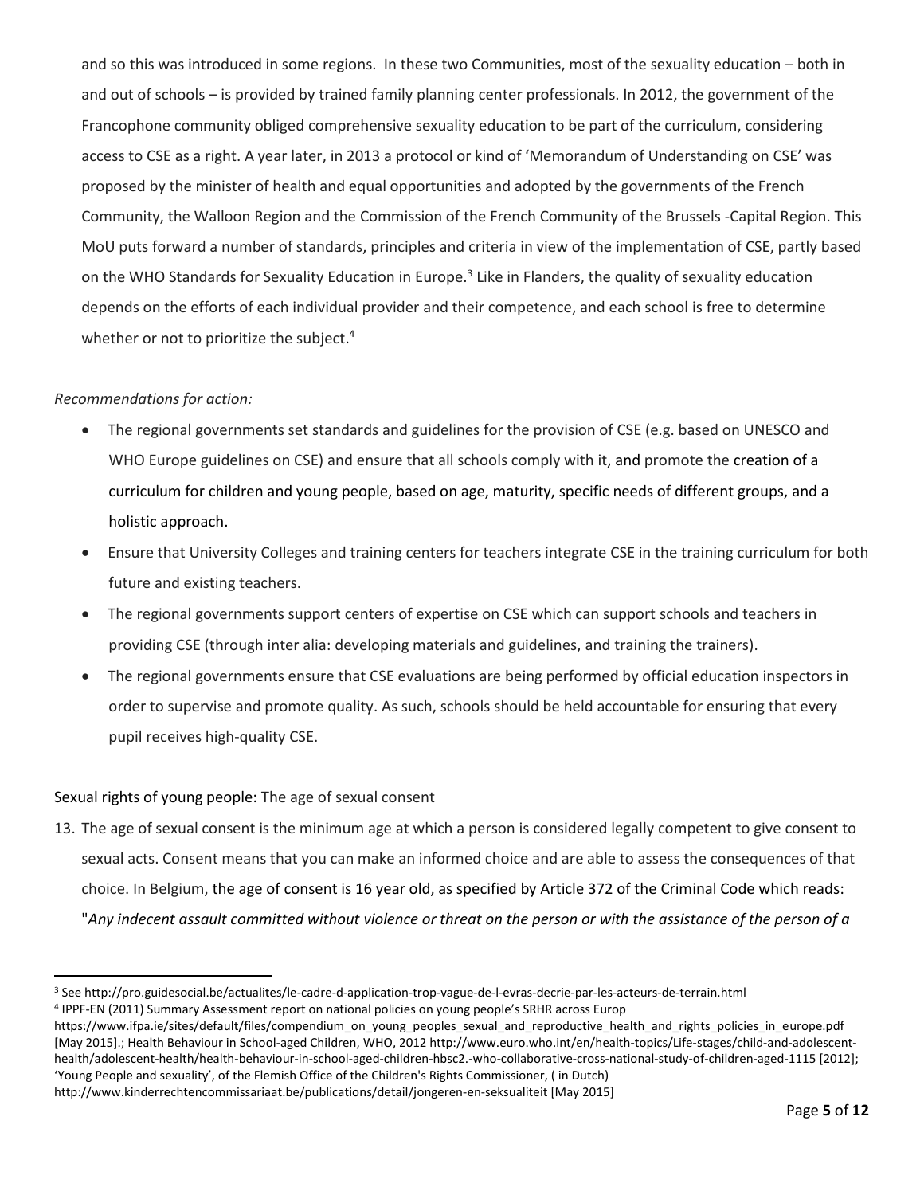and so this was introduced in some regions. In these two Communities, most of the sexuality education – both in and out of schools – is provided by trained family planning center professionals. In 2012, the government of the Francophone community obliged comprehensive sexuality education to be part of the curriculum, considering access to CSE as a right. A year later, in 2013 a protocol or kind of 'Memorandum of Understanding on CSE' was proposed by the minister of health and equal opportunities and adopted by the governments of the French Community, the Walloon Region and the Commission of the French Community of the Brussels -Capital Region. This MoU puts forward a number of standards, principles and criteria in view of the implementation of CSE, partly based on the WHO Standards for Sexuality Education in Europe.[3] Like in Flanders, the quality of sexuality education depends on the efforts of each individual provider and their competence, and each school is free to determine whether or not to prioritize the subject.[4]

*Recommendations for action:*

- The regional governments set standards and guidelines for the provision of CSE (e.g. based on UNESCO and WHO Europe guidelines on CSE) and ensure that all schools comply with it, and promote the creation of a curriculum for children and young people, based on age, maturity, specific needs of different groups, and a holistic approach.
- Ensure that University Colleges and training centers for teachers integrate CSE in the training curriculum for both future and existing teachers.
- The regional governments support centers of expertise on CSE which can support schools and teachers in providing CSE (through inter alia: developing materials and guidelines, and training the trainers).
- The regional governments ensure that CSE evaluations are being performed by official education inspectors in order to supervise and promote quality. As such, schools should be held accountable for ensuring that every pupil receives high-quality CSE.

<u>Sexual rights of young people:</u> The age of sexual consent

13. The age of sexual consent is the minimum age at which a person is considered legally competent to give consent to sexual acts. Consent means that you can make an informed choice and are able to assess the consequences of that choice. In Belgium, the age of consent is 16 year old, as specified by Article 372 of the Criminal Code which reads: "*Any indecent assault committed without violence or threat on the person or with the assistance of the person of a*

---

[3] See http://pro.guidesocial.be/actualites/le-cadre-d-application-trop-vague-de-l-evras-decrie-par-les-acteurs-de-terrain.html

[4] IPPF-EN (2011) Summary Assessment report on national policies on young people's SRHR across Europ https://www.ifpa.ie/sites/default/files/compendium_on_young_peoples_sexual_and_reproductive_health_and_rights_policies_in_europe.pdf [May 2015].; Health Behaviour in School-aged Children, WHO, 2012 http://www.euro.who.int/en/health-topics/Life-stages/child-and-adolescent-health/adolescent-health/health-behaviour-in-school-aged-children-hbsc2.-who-collaborative-cross-national-study-of-children-aged-1115 [2012]; 'Young People and sexuality', of the Flemish Office of the Children's Rights Commissioner, ( in Dutch) http://www.kinderrechtencommissariaat.be/publications/detail/jongeren-en-seksualiteit [May 2015]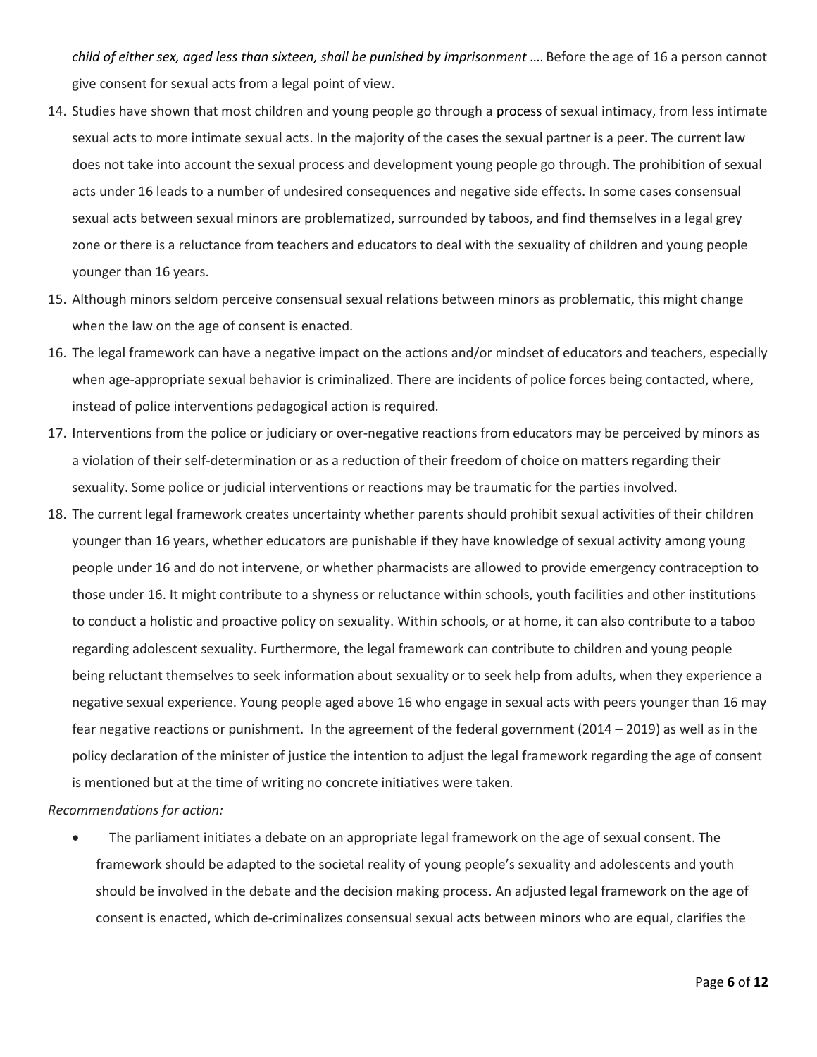*child of either sex, aged less than sixteen, shall be punished by imprisonment ….* Before the age of 16 a person cannot give consent for sexual acts from a legal point of view.

14. Studies have shown that most children and young people go through a process of sexual intimacy, from less intimate sexual acts to more intimate sexual acts. In the majority of the cases the sexual partner is a peer. The current law does not take into account the sexual process and development young people go through. The prohibition of sexual acts under 16 leads to a number of undesired consequences and negative side effects. In some cases consensual sexual acts between sexual minors are problematized, surrounded by taboos, and find themselves in a legal grey zone or there is a reluctance from teachers and educators to deal with the sexuality of children and young people younger than 16 years.
15. Although minors seldom perceive consensual sexual relations between minors as problematic, this might change when the law on the age of consent is enacted.
16. The legal framework can have a negative impact on the actions and/or mindset of educators and teachers, especially when age-appropriate sexual behavior is criminalized. There are incidents of police forces being contacted, where, instead of police interventions pedagogical action is required.
17. Interventions from the police or judiciary or over-negative reactions from educators may be perceived by minors as a violation of their self-determination or as a reduction of their freedom of choice on matters regarding their sexuality. Some police or judicial interventions or reactions may be traumatic for the parties involved.
18. The current legal framework creates uncertainty whether parents should prohibit sexual activities of their children younger than 16 years, whether educators are punishable if they have knowledge of sexual activity among young people under 16 and do not intervene, or whether pharmacists are allowed to provide emergency contraception to those under 16. It might contribute to a shyness or reluctance within schools, youth facilities and other institutions to conduct a holistic and proactive policy on sexuality. Within schools, or at home, it can also contribute to a taboo regarding adolescent sexuality. Furthermore, the legal framework can contribute to children and young people being reluctant themselves to seek information about sexuality or to seek help from adults, when they experience a negative sexual experience. Young people aged above 16 who engage in sexual acts with peers younger than 16 may fear negative reactions or punishment. In the agreement of the federal government (2014 – 2019) as well as in the policy declaration of the minister of justice the intention to adjust the legal framework regarding the age of consent is mentioned but at the time of writing no concrete initiatives were taken.

*Recommendations for action:*

- The parliament initiates a debate on an appropriate legal framework on the age of sexual consent. The framework should be adapted to the societal reality of young people's sexuality and adolescents and youth should be involved in the debate and the decision making process. An adjusted legal framework on the age of consent is enacted, which de-criminalizes consensual sexual acts between minors who are equal, clarifies the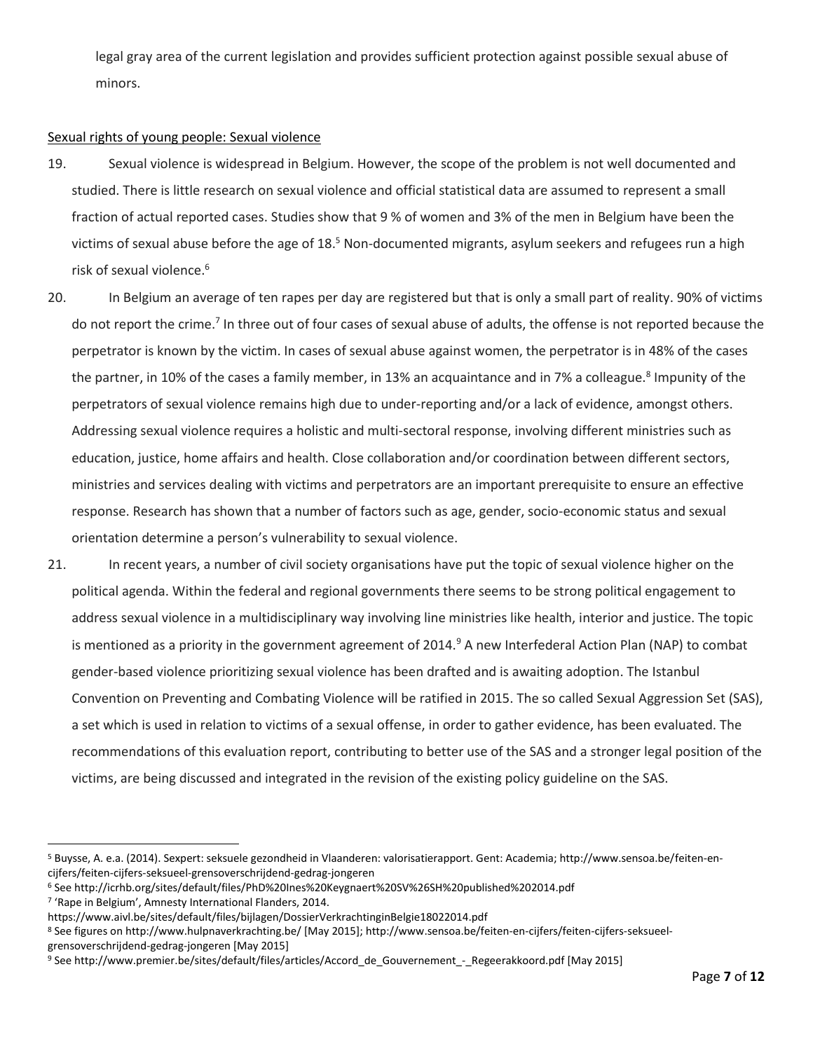legal gray area of the current legislation and provides sufficient protection against possible sexual abuse of minors.

Sexual rights of young people: Sexual violence

19. Sexual violence is widespread in Belgium. However, the scope of the problem is not well documented and studied. There is little research on sexual violence and official statistical data are assumed to represent a small fraction of actual reported cases. Studies show that 9 % of women and 3% of the men in Belgium have been the victims of sexual abuse before the age of 18.[5] Non-documented migrants, asylum seekers and refugees run a high risk of sexual violence.[6]

20. In Belgium an average of ten rapes per day are registered but that is only a small part of reality. 90% of victims do not report the crime.[7] In three out of four cases of sexual abuse of adults, the offense is not reported because the perpetrator is known by the victim. In cases of sexual abuse against women, the perpetrator is in 48% of the cases the partner, in 10% of the cases a family member, in 13% an acquaintance and in 7% a colleague.[8] Impunity of the perpetrators of sexual violence remains high due to under-reporting and/or a lack of evidence, amongst others. Addressing sexual violence requires a holistic and multi-sectoral response, involving different ministries such as education, justice, home affairs and health. Close collaboration and/or coordination between different sectors, ministries and services dealing with victims and perpetrators are an important prerequisite to ensure an effective response. Research has shown that a number of factors such as age, gender, socio-economic status and sexual orientation determine a person's vulnerability to sexual violence.

21. In recent years, a number of civil society organisations have put the topic of sexual violence higher on the political agenda. Within the federal and regional governments there seems to be strong political engagement to address sexual violence in a multidisciplinary way involving line ministries like health, interior and justice. The topic is mentioned as a priority in the government agreement of 2014.[9] A new Interfederal Action Plan (NAP) to combat gender-based violence prioritizing sexual violence has been drafted and is awaiting adoption. The Istanbul Convention on Preventing and Combating Violence will be ratified in 2015. The so called Sexual Aggression Set (SAS), a set which is used in relation to victims of a sexual offense, in order to gather evidence, has been evaluated. The recommendations of this evaluation report, contributing to better use of the SAS and a stronger legal position of the victims, are being discussed and integrated in the revision of the existing policy guideline on the SAS.

---

[5] Buysse, A. e.a. (2014). Sexpert: seksuele gezondheid in Vlaanderen: valorisatierapport. Gent: Academia; http://www.sensoa.be/feiten-en-cijfers/feiten-cijfers-seksueel-grensoverschrijdend-gedrag-jongeren

[6] See http://icrhb.org/sites/default/files/PhD%20Ines%20Keygnaert%20SV%26SH%20published%202014.pdf

[7] 'Rape in Belgium', Amnesty International Flanders, 2014. https://www.aivl.be/sites/default/files/bijlagen/DossierVerkrachtinginBelgie18022014.pdf

[8] See figures on http://www.hulpnaverkrachting.be/ [May 2015]; http://www.sensoa.be/feiten-en-cijfers/feiten-cijfers-seksueel-grensoverschrijdend-gedrag-jongeren [May 2015]

[9] See http://www.premier.be/sites/default/files/articles/Accord_de_Gouvernement_-_Regeerakkoord.pdf [May 2015]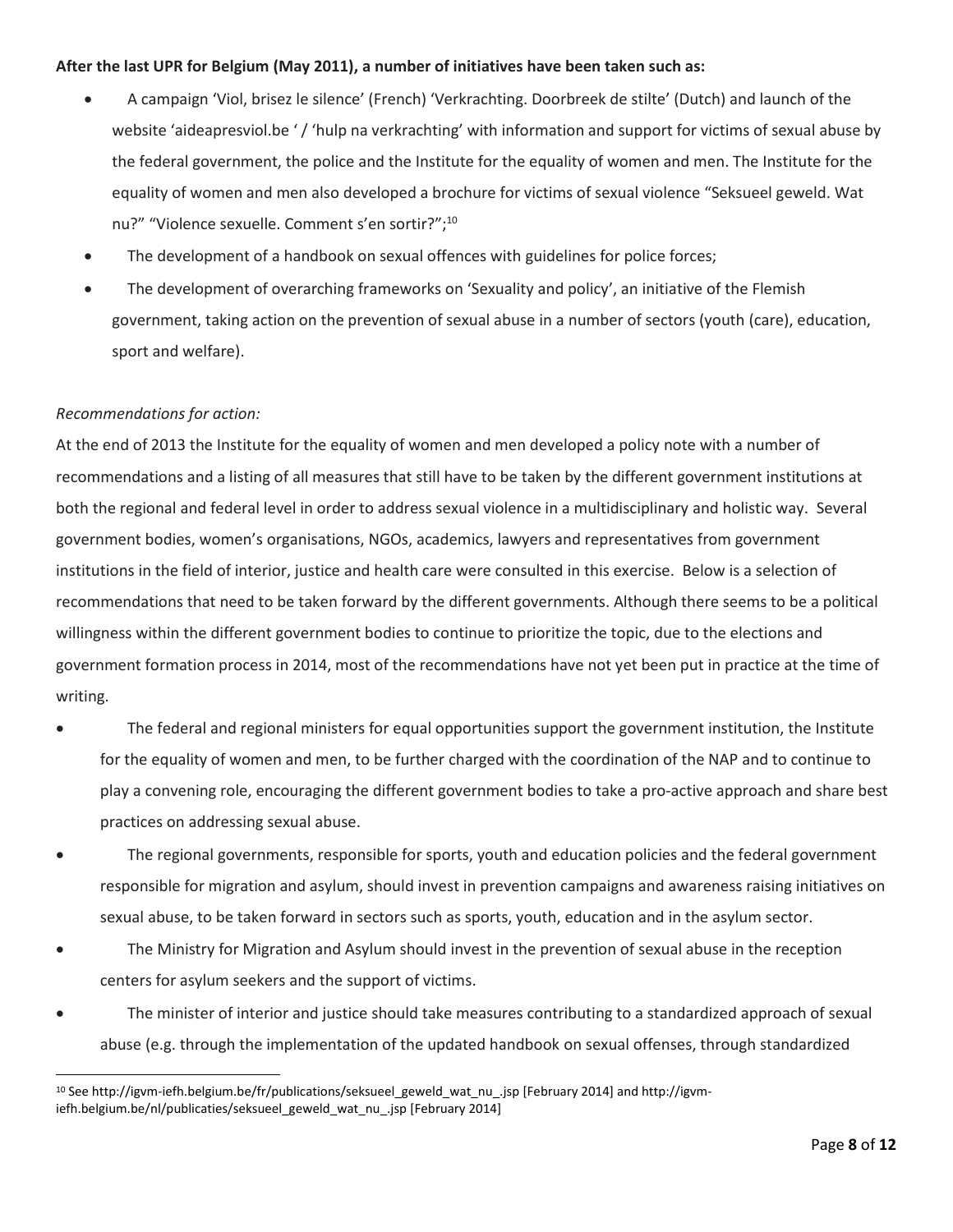**After the last UPR for Belgium (May 2011), a number of initiatives have been taken such as:**

- A campaign 'Viol, brisez le silence' (French) 'Verkrachting. Doorbreek de stilte' (Dutch) and launch of the website 'aideapresviol.be ' / 'hulp na verkrachting' with information and support for victims of sexual abuse by the federal government, the police and the Institute for the equality of women and men. The Institute for the equality of women and men also developed a brochure for victims of sexual violence "Seksueel geweld. Wat nu?" "Violence sexuelle. Comment s'en sortir?";[10]
- The development of a handbook on sexual offences with guidelines for police forces;
- The development of overarching frameworks on 'Sexuality and policy', an initiative of the Flemish government, taking action on the prevention of sexual abuse in a number of sectors (youth (care), education, sport and welfare).

*Recommendations for action:*

At the end of 2013 the Institute for the equality of women and men developed a policy note with a number of recommendations and a listing of all measures that still have to be taken by the different government institutions at both the regional and federal level in order to address sexual violence in a multidisciplinary and holistic way. Several government bodies, women's organisations, NGOs, academics, lawyers and representatives from government institutions in the field of interior, justice and health care were consulted in this exercise. Below is a selection of recommendations that need to be taken forward by the different governments. Although there seems to be a political willingness within the different government bodies to continue to prioritize the topic, due to the elections and government formation process in 2014, most of the recommendations have not yet been put in practice at the time of writing.

- The federal and regional ministers for equal opportunities support the government institution, the Institute for the equality of women and men, to be further charged with the coordination of the NAP and to continue to play a convening role, encouraging the different government bodies to take a pro-active approach and share best practices on addressing sexual abuse.
- The regional governments, responsible for sports, youth and education policies and the federal government responsible for migration and asylum, should invest in prevention campaigns and awareness raising initiatives on sexual abuse, to be taken forward in sectors such as sports, youth, education and in the asylum sector.
- The Ministry for Migration and Asylum should invest in the prevention of sexual abuse in the reception centers for asylum seekers and the support of victims.
- The minister of interior and justice should take measures contributing to a standardized approach of sexual abuse (e.g. through the implementation of the updated handbook on sexual offenses, through standardized

[10] See http://igvm-iefh.belgium.be/fr/publications/seksueel_geweld_wat_nu_.jsp [February 2014] and http://igvm-iefh.belgium.be/nl/publicaties/seksueel_geweld_wat_nu_.jsp [February 2014]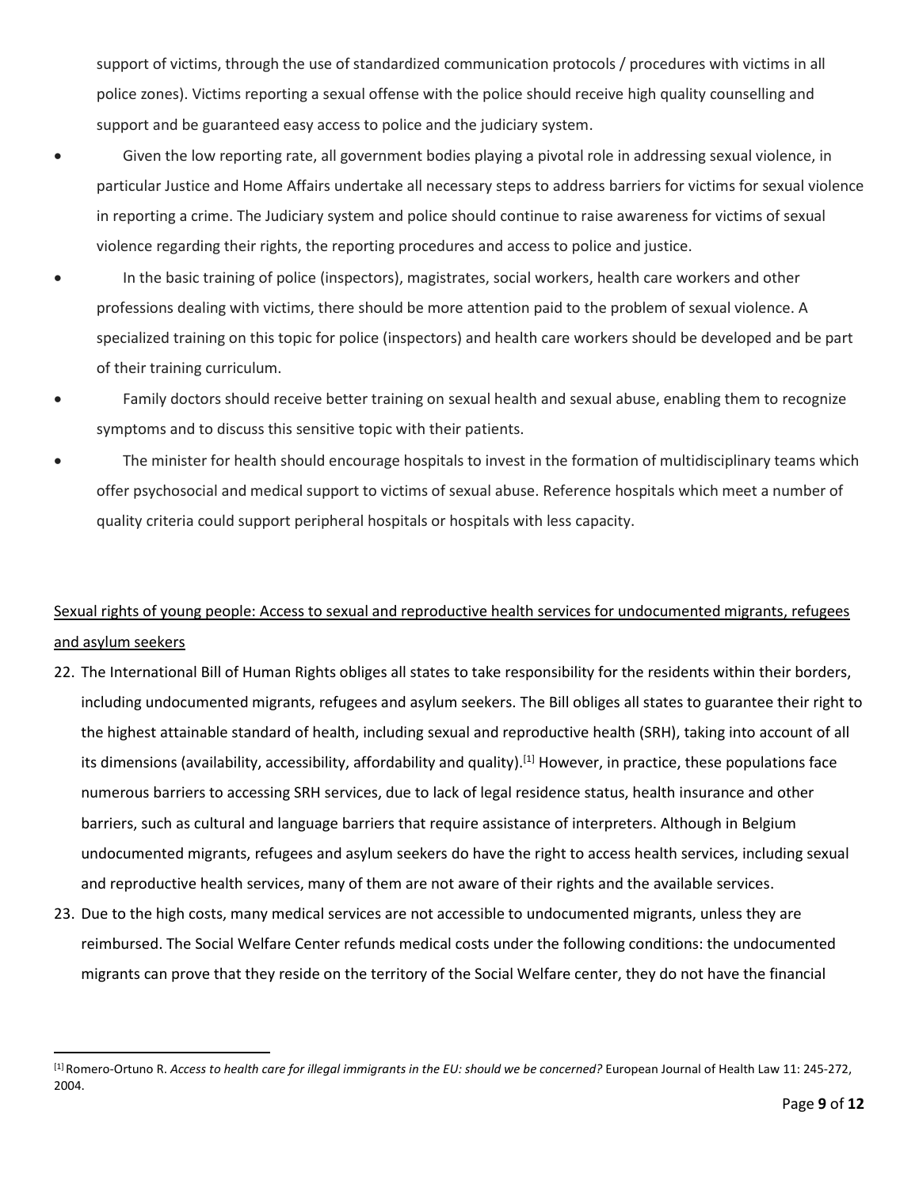support of victims, through the use of standardized communication protocols / procedures with victims in all police zones). Victims reporting a sexual offense with the police should receive high quality counselling and support and be guaranteed easy access to police and the judiciary system.

- Given the low reporting rate, all government bodies playing a pivotal role in addressing sexual violence, in particular Justice and Home Affairs undertake all necessary steps to address barriers for victims for sexual violence in reporting a crime. The Judiciary system and police should continue to raise awareness for victims of sexual violence regarding their rights, the reporting procedures and access to police and justice.
- In the basic training of police (inspectors), magistrates, social workers, health care workers and other professions dealing with victims, there should be more attention paid to the problem of sexual violence. A specialized training on this topic for police (inspectors) and health care workers should be developed and be part of their training curriculum.
- Family doctors should receive better training on sexual health and sexual abuse, enabling them to recognize symptoms and to discuss this sensitive topic with their patients.
- The minister for health should encourage hospitals to invest in the formation of multidisciplinary teams which offer psychosocial and medical support to victims of sexual abuse. Reference hospitals which meet a number of quality criteria could support peripheral hospitals or hospitals with less capacity.

<u>Sexual rights of young people: Access to sexual and reproductive health services for undocumented migrants, refugees and asylum seekers</u>

22. The International Bill of Human Rights obliges all states to take responsibility for the residents within their borders, including undocumented migrants, refugees and asylum seekers. The Bill obliges all states to guarantee their right to the highest attainable standard of health, including sexual and reproductive health (SRH), taking into account of all its dimensions (availability, accessibility, affordability and quality).[1] However, in practice, these populations face numerous barriers to accessing SRH services, due to lack of legal residence status, health insurance and other barriers, such as cultural and language barriers that require assistance of interpreters. Although in Belgium undocumented migrants, refugees and asylum seekers do have the right to access health services, including sexual and reproductive health services, many of them are not aware of their rights and the available services.
23. Due to the high costs, many medical services are not accessible to undocumented migrants, unless they are reimbursed. The Social Welfare Center refunds medical costs under the following conditions: the undocumented migrants can prove that they reside on the territory of the Social Welfare center, they do not have the financial

[1] Romero-Ortuno R. *Access to health care for illegal immigrants in the EU: should we be concerned?* European Journal of Health Law 11: 245-272, 2004.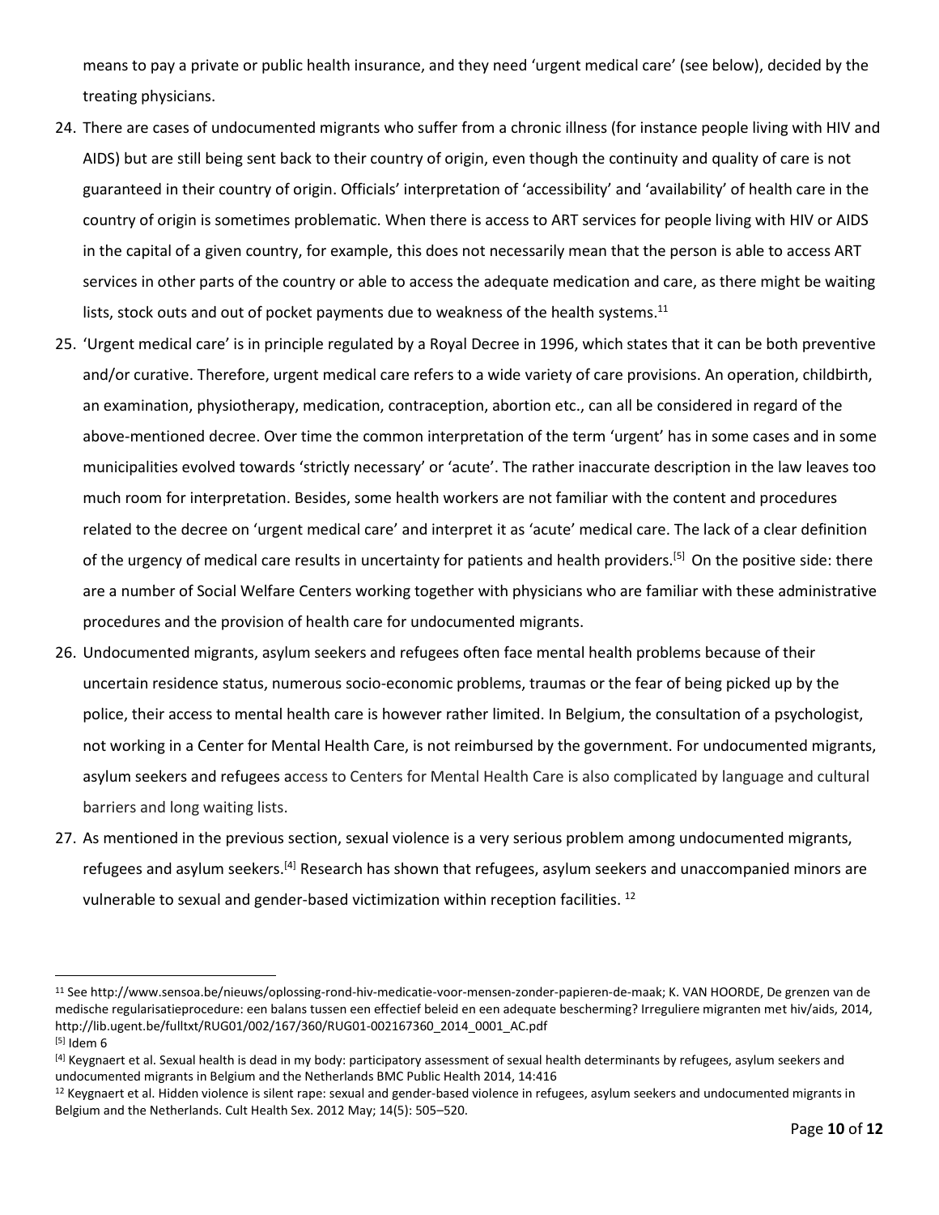means to pay a private or public health insurance, and they need 'urgent medical care' (see below), decided by the treating physicians.

24. There are cases of undocumented migrants who suffer from a chronic illness (for instance people living with HIV and AIDS) but are still being sent back to their country of origin, even though the continuity and quality of care is not guaranteed in their country of origin. Officials' interpretation of 'accessibility' and 'availability' of health care in the country of origin is sometimes problematic. When there is access to ART services for people living with HIV or AIDS in the capital of a given country, for example, this does not necessarily mean that the person is able to access ART services in other parts of the country or able to access the adequate medication and care, as there might be waiting lists, stock outs and out of pocket payments due to weakness of the health systems.[11]
25. 'Urgent medical care' is in principle regulated by a Royal Decree in 1996, which states that it can be both preventive and/or curative. Therefore, urgent medical care refers to a wide variety of care provisions. An operation, childbirth, an examination, physiotherapy, medication, contraception, abortion etc., can all be considered in regard of the above-mentioned decree. Over time the common interpretation of the term 'urgent' has in some cases and in some municipalities evolved towards 'strictly necessary' or 'acute'. The rather inaccurate description in the law leaves too much room for interpretation. Besides, some health workers are not familiar with the content and procedures related to the decree on 'urgent medical care' and interpret it as 'acute' medical care. The lack of a clear definition of the urgency of medical care results in uncertainty for patients and health providers.[5] On the positive side: there are a number of Social Welfare Centers working together with physicians who are familiar with these administrative procedures and the provision of health care for undocumented migrants.
26. Undocumented migrants, asylum seekers and refugees often face mental health problems because of their uncertain residence status, numerous socio-economic problems, traumas or the fear of being picked up by the police, their access to mental health care is however rather limited. In Belgium, the consultation of a psychologist, not working in a Center for Mental Health Care, is not reimbursed by the government. For undocumented migrants, asylum seekers and refugees access to Centers for Mental Health Care is also complicated by language and cultural barriers and long waiting lists.
27. As mentioned in the previous section, sexual violence is a very serious problem among undocumented migrants, refugees and asylum seekers.[4] Research has shown that refugees, asylum seekers and unaccompanied minors are vulnerable to sexual and gender-based victimization within reception facilities. [12]

---

[11] See http://www.sensoa.be/nieuws/oplossing-rond-hiv-medicatie-voor-mensen-zonder-papieren-de-maak; K. VAN HOORDE, De grenzen van de medische regularisatieprocedure: een balans tussen een effectief beleid en een adequate bescherming? Irreguliere migranten met hiv/aids, 2014, http://lib.ugent.be/fulltxt/RUG01/002/167/360/RUG01-002167360_2014_0001_AC.pdf

[5] Idem 6

[4] Keygnaert et al. Sexual health is dead in my body: participatory assessment of sexual health determinants by refugees, asylum seekers and undocumented migrants in Belgium and the Netherlands BMC Public Health 2014, 14:416

[12] Keygnaert et al. Hidden violence is silent rape: sexual and gender-based violence in refugees, asylum seekers and undocumented migrants in Belgium and the Netherlands. Cult Health Sex. 2012 May; 14(5): 505–520.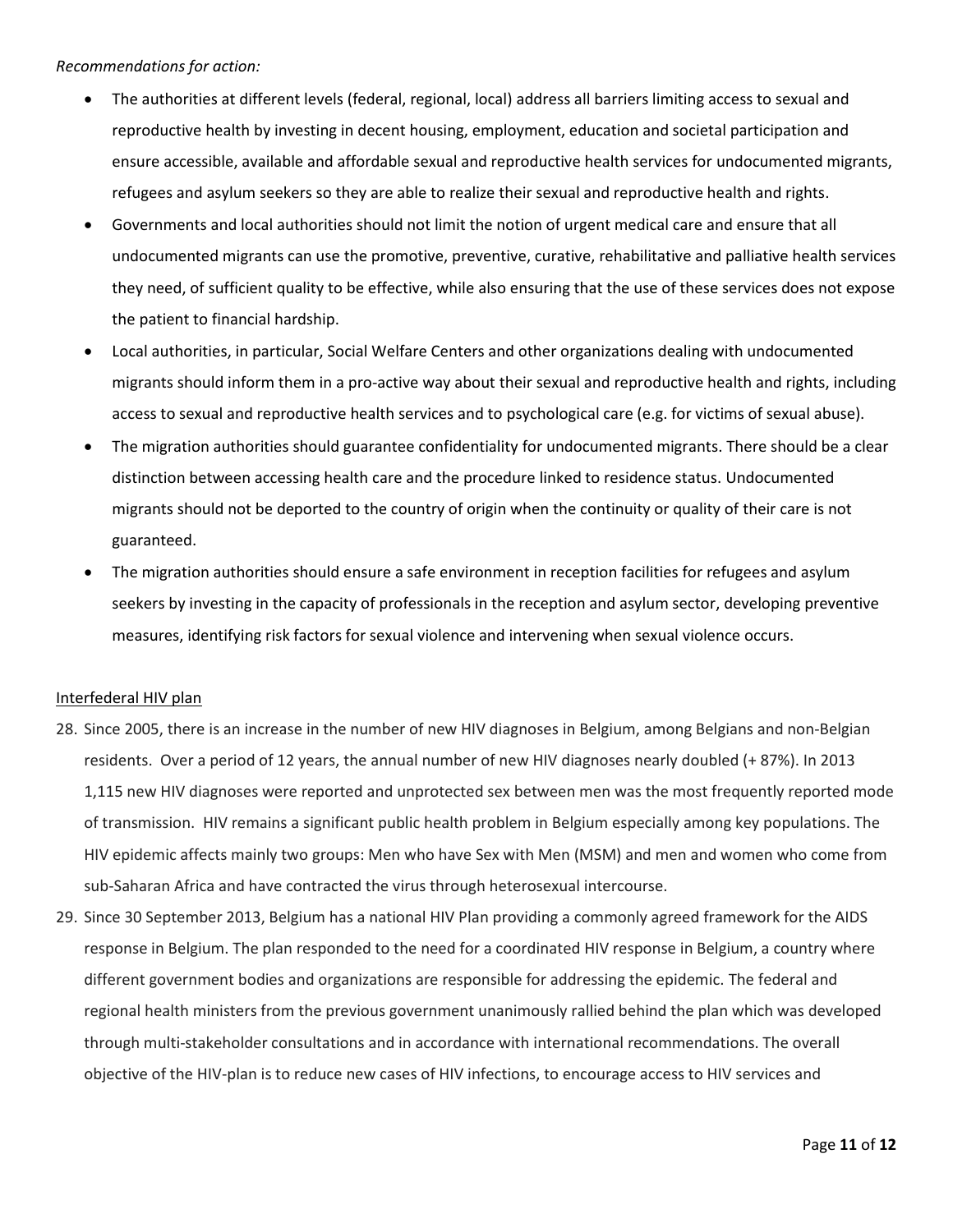*Recommendations for action:*

- The authorities at different levels (federal, regional, local) address all barriers limiting access to sexual and reproductive health by investing in decent housing, employment, education and societal participation and ensure accessible, available and affordable sexual and reproductive health services for undocumented migrants, refugees and asylum seekers so they are able to realize their sexual and reproductive health and rights.
- Governments and local authorities should not limit the notion of urgent medical care and ensure that all undocumented migrants can use the promotive, preventive, curative, rehabilitative and palliative health services they need, of sufficient quality to be effective, while also ensuring that the use of these services does not expose the patient to financial hardship.
- Local authorities, in particular, Social Welfare Centers and other organizations dealing with undocumented migrants should inform them in a pro-active way about their sexual and reproductive health and rights, including access to sexual and reproductive health services and to psychological care (e.g. for victims of sexual abuse).
- The migration authorities should guarantee confidentiality for undocumented migrants. There should be a clear distinction between accessing health care and the procedure linked to residence status. Undocumented migrants should not be deported to the country of origin when the continuity or quality of their care is not guaranteed.
- The migration authorities should ensure a safe environment in reception facilities for refugees and asylum seekers by investing in the capacity of professionals in the reception and asylum sector, developing preventive measures, identifying risk factors for sexual violence and intervening when sexual violence occurs.

<u>Interfederal HIV plan</u>

28. Since 2005, there is an increase in the number of new HIV diagnoses in Belgium, among Belgians and non-Belgian residents. Over a period of 12 years, the annual number of new HIV diagnoses nearly doubled (+ 87%). In 2013 1,115 new HIV diagnoses were reported and unprotected sex between men was the most frequently reported mode of transmission. HIV remains a significant public health problem in Belgium especially among key populations. The HIV epidemic affects mainly two groups: Men who have Sex with Men (MSM) and men and women who come from sub-Saharan Africa and have contracted the virus through heterosexual intercourse.
29. Since 30 September 2013, Belgium has a national HIV Plan providing a commonly agreed framework for the AIDS response in Belgium. The plan responded to the need for a coordinated HIV response in Belgium, a country where different government bodies and organizations are responsible for addressing the epidemic. The federal and regional health ministers from the previous government unanimously rallied behind the plan which was developed through multi-stakeholder consultations and in accordance with international recommendations. The overall objective of the HIV-plan is to reduce new cases of HIV infections, to encourage access to HIV services and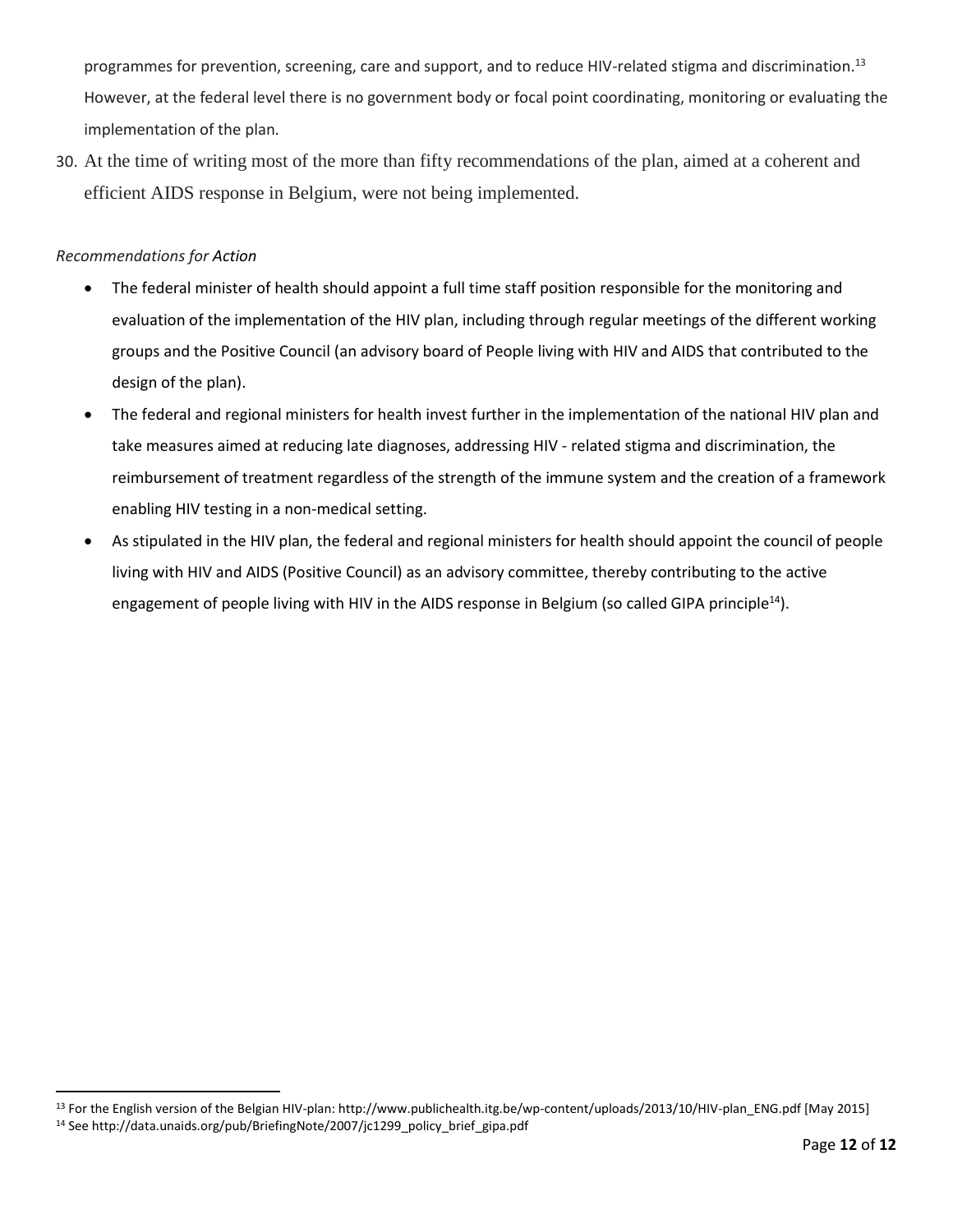programmes for prevention, screening, care and support, and to reduce HIV-related stigma and discrimination.[13] However, at the federal level there is no government body or focal point coordinating, monitoring or evaluating the implementation of the plan.

30. At the time of writing most of the more than fifty recommendations of the plan, aimed at a coherent and efficient AIDS response in Belgium, were not being implemented.

*Recommendations for Action*

- The federal minister of health should appoint a full time staff position responsible for the monitoring and evaluation of the implementation of the HIV plan, including through regular meetings of the different working groups and the Positive Council (an advisory board of People living with HIV and AIDS that contributed to the design of the plan).
- The federal and regional ministers for health invest further in the implementation of the national HIV plan and take measures aimed at reducing late diagnoses, addressing HIV - related stigma and discrimination, the reimbursement of treatment regardless of the strength of the immune system and the creation of a framework enabling HIV testing in a non-medical setting.
- As stipulated in the HIV plan, the federal and regional ministers for health should appoint the council of people living with HIV and AIDS (Positive Council) as an advisory committee, thereby contributing to the active engagement of people living with HIV in the AIDS response in Belgium (so called GIPA principle[14]).

---

[13] For the English version of the Belgian HIV-plan: http://www.publichealth.itg.be/wp-content/uploads/2013/10/HIV-plan_ENG.pdf [May 2015]

[14] See http://data.unaids.org/pub/BriefingNote/2007/jc1299_policy_brief_gipa.pdf